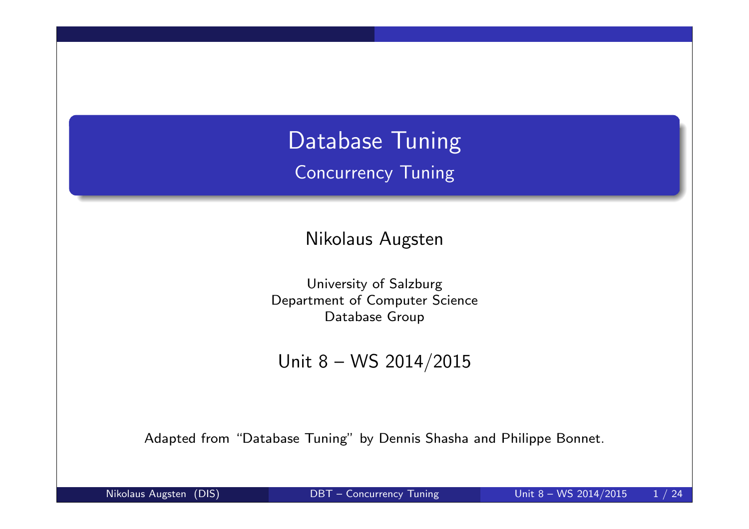# Database Tuning

## Concurrency Tuning

Nikolaus Augsten

University of Salzburg
Department of Computer Science
Database Group

Unit 8 – WS 2014/2015

Adapted from "Database Tuning" by Dennis Shasha and Philippe Bonnet.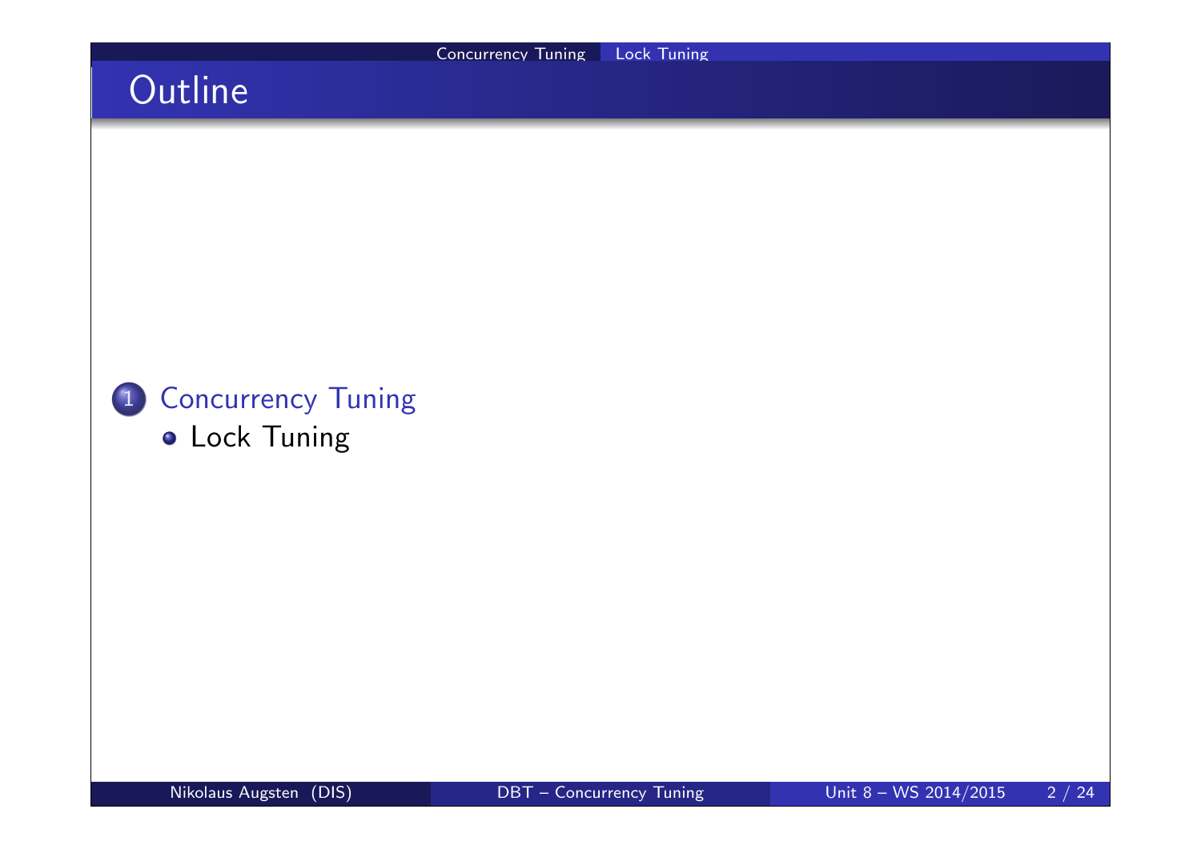# Outline

1. Concurrency Tuning
   - Lock Tuning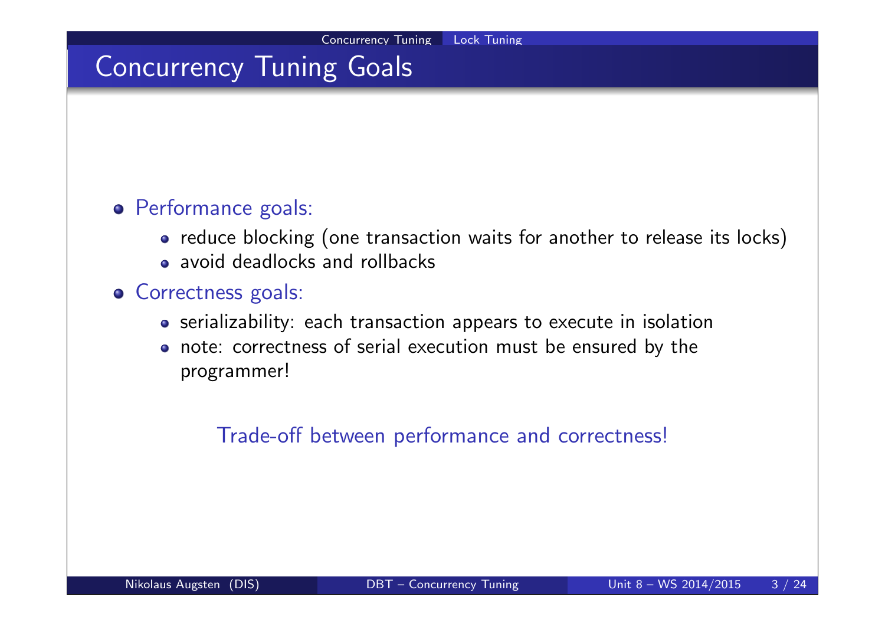# Concurrency Tuning Goals

- Performance goals:
  - reduce blocking (one transaction waits for another to release its locks)
  - avoid deadlocks and rollbacks
- Correctness goals:
  - serializability: each transaction appears to execute in isolation
  - note: correctness of serial execution must be ensured by the programmer!

Trade-off between performance and correctness!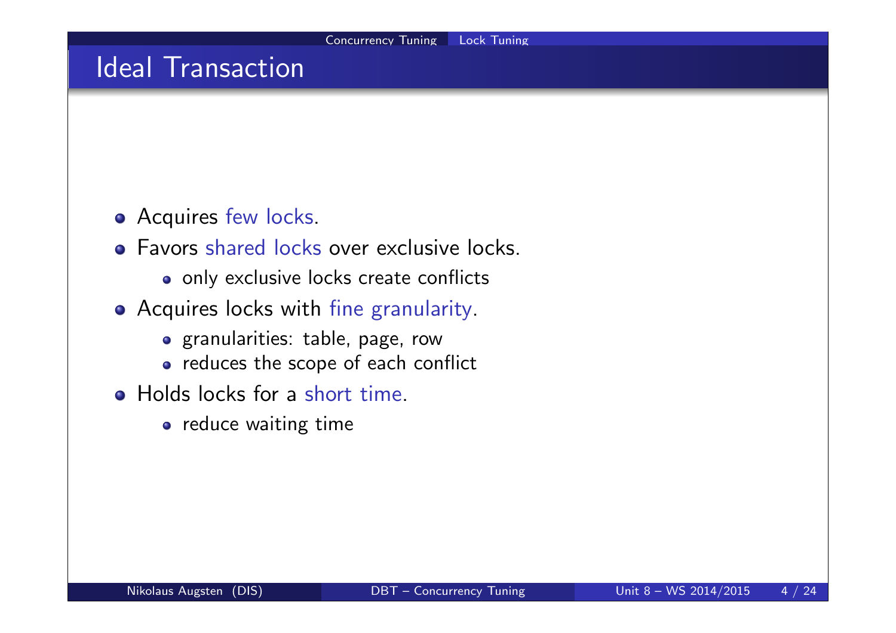# Ideal Transaction

- Acquires few locks.
- Favors shared locks over exclusive locks.
  - only exclusive locks create conflicts
- Acquires locks with fine granularity.
  - granularities: table, page, row
  - reduces the scope of each conflict
- Holds locks for a short time.
  - reduce waiting time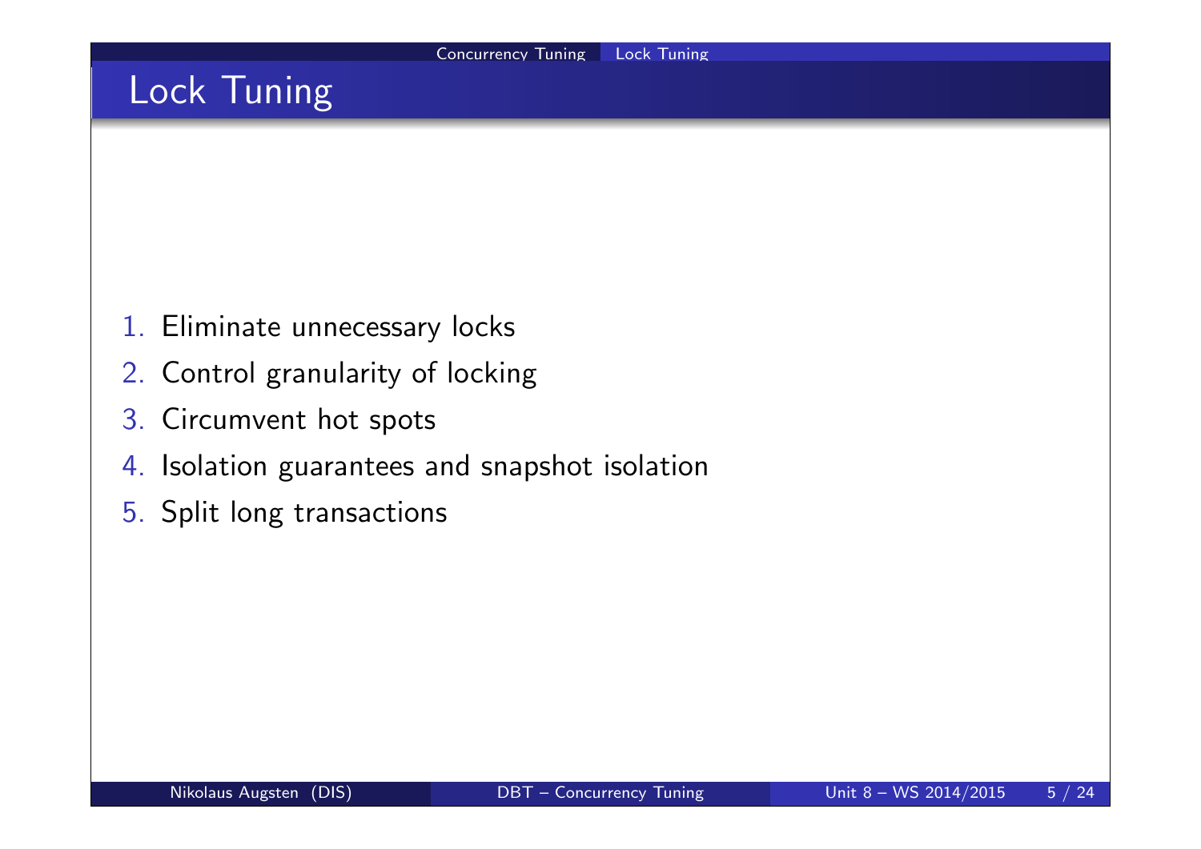# Lock Tuning

1. Eliminate unnecessary locks
2. Control granularity of locking
3. Circumvent hot spots
4. Isolation guarantees and snapshot isolation
5. Split long transactions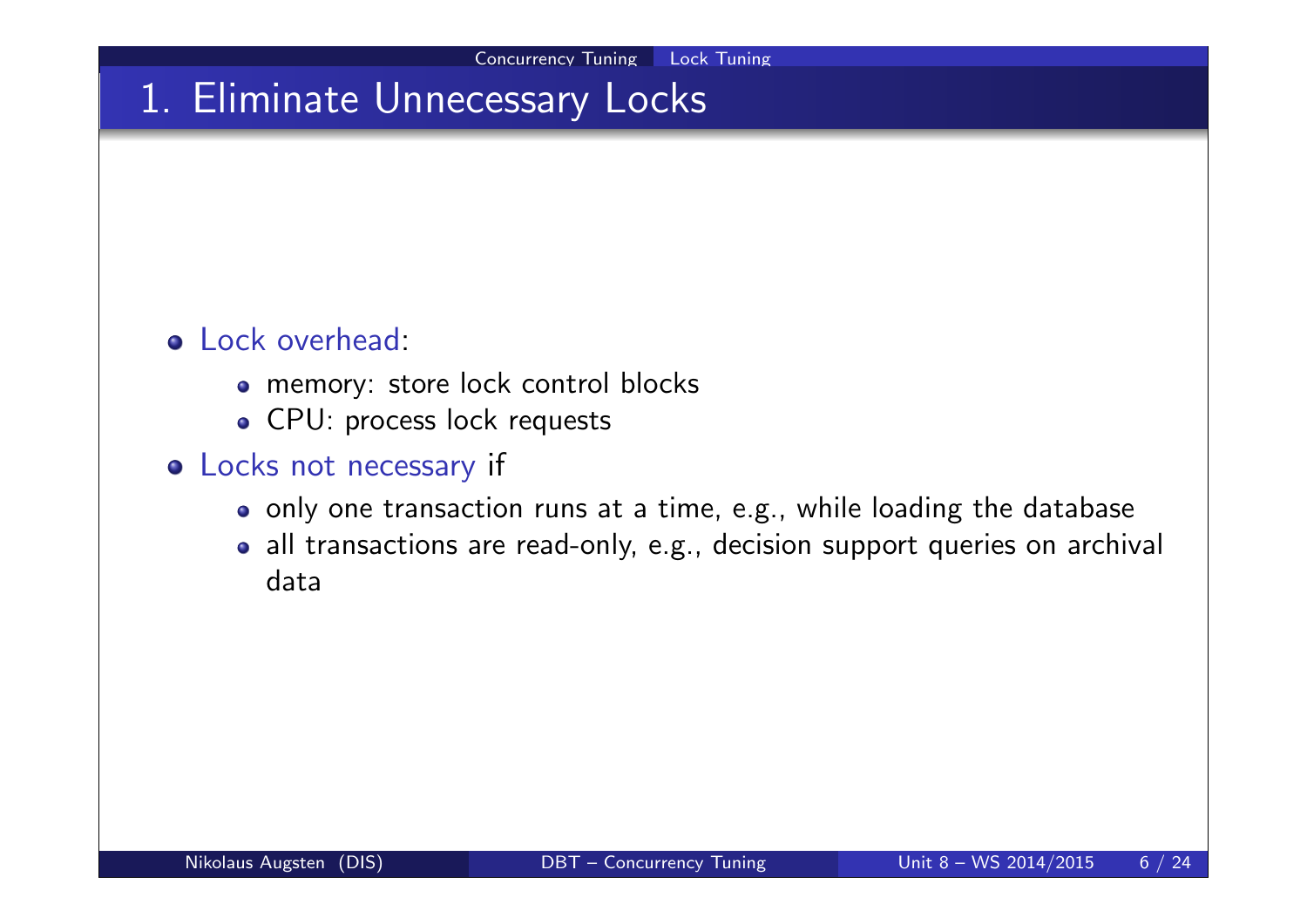# 1. Eliminate Unnecessary Locks

- Lock overhead:
  - memory: store lock control blocks
  - CPU: process lock requests
- Locks not necessary if
  - only one transaction runs at a time, e.g., while loading the database
  - all transactions are read-only, e.g., decision support queries on archival data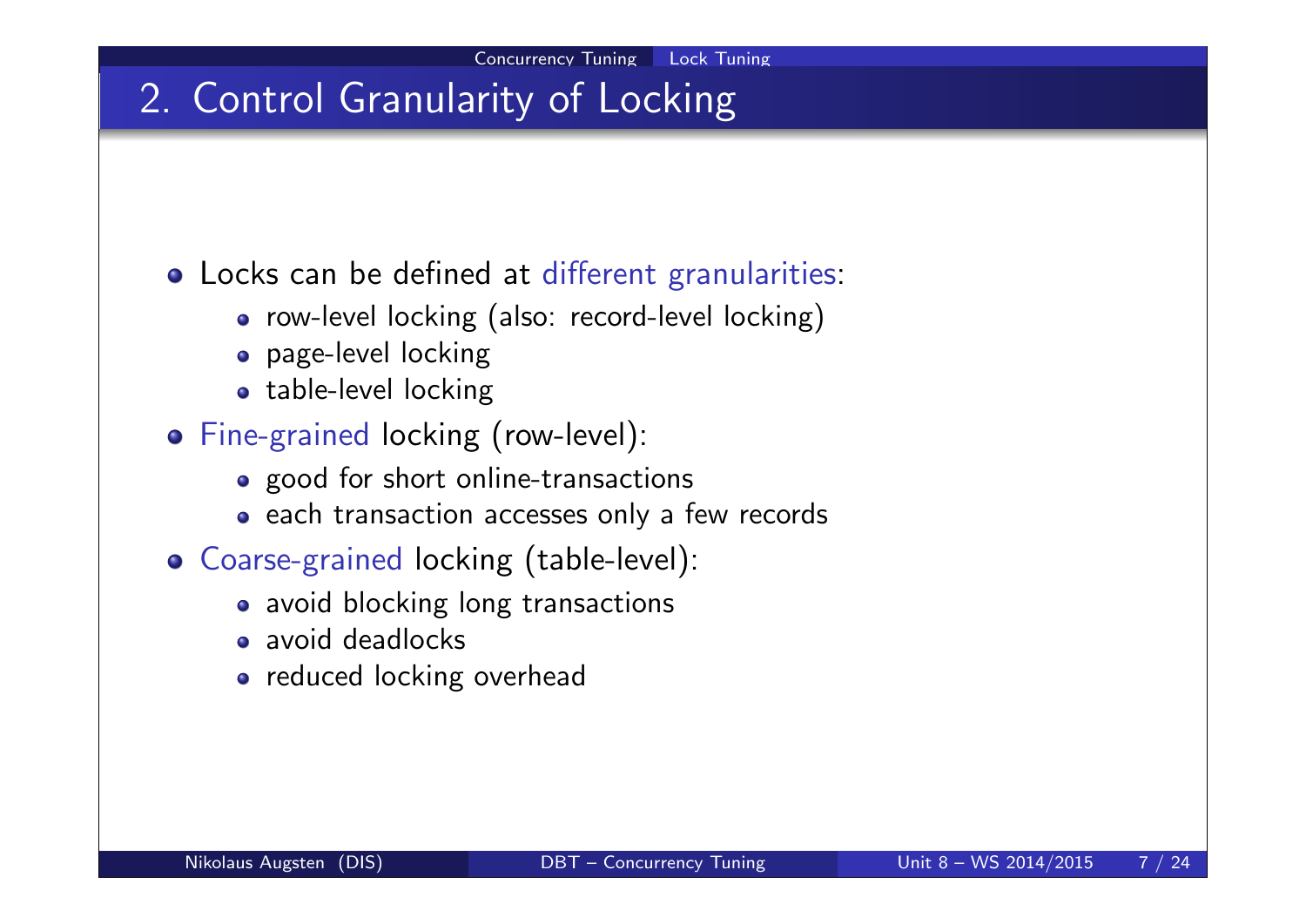# 2. Control Granularity of Locking

- Locks can be defined at different granularities:
  - row-level locking (also: record-level locking)
  - page-level locking
  - table-level locking
- Fine-grained locking (row-level):
  - good for short online-transactions
  - each transaction accesses only a few records
- Coarse-grained locking (table-level):
  - avoid blocking long transactions
  - avoid deadlocks
  - reduced locking overhead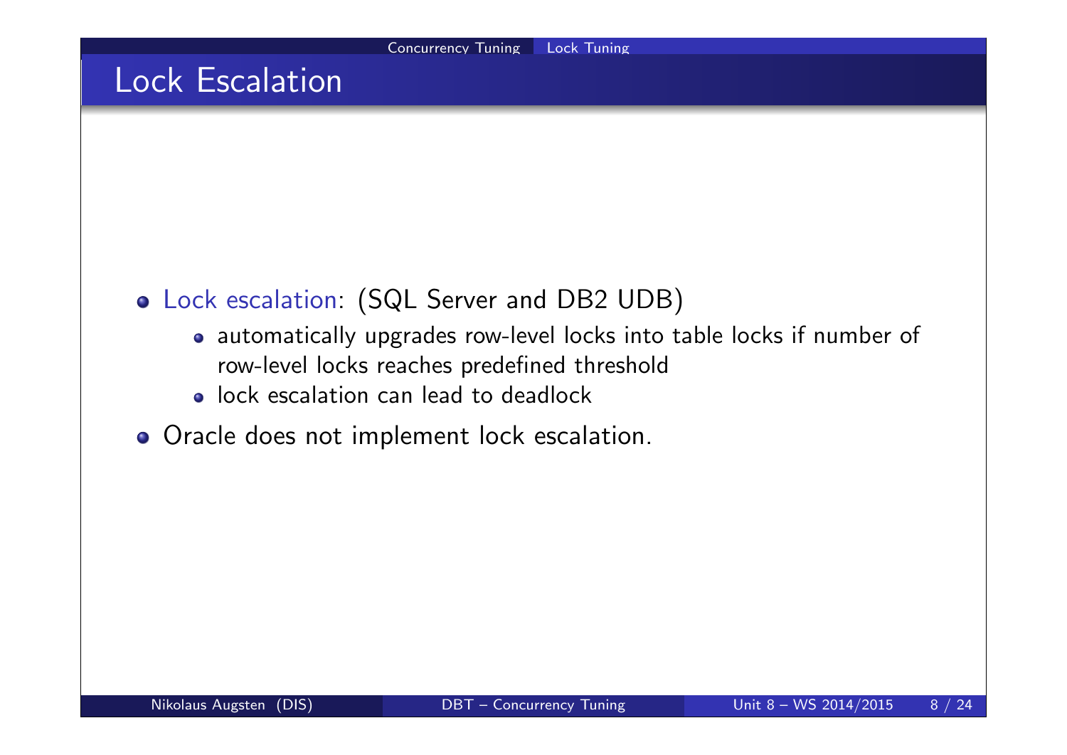# Lock Escalation

- Lock escalation: (SQL Server and DB2 UDB)
  - automatically upgrades row-level locks into table locks if number of row-level locks reaches predefined threshold
  - lock escalation can lead to deadlock
- Oracle does not implement lock escalation.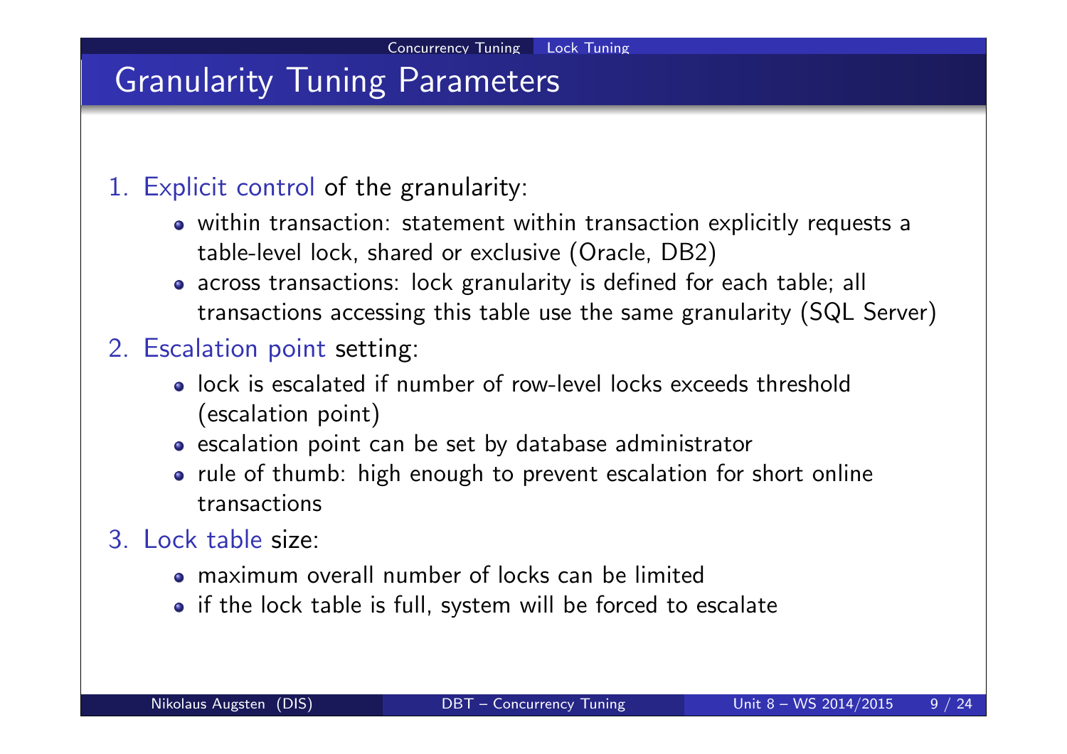# Granularity Tuning Parameters

1. Explicit control of the granularity:
   - within transaction: statement within transaction explicitly requests a table-level lock, shared or exclusive (Oracle, DB2)
   - across transactions: lock granularity is defined for each table; all transactions accessing this table use the same granularity (SQL Server)
2. Escalation point setting:
   - lock is escalated if number of row-level locks exceeds threshold (escalation point)
   - escalation point can be set by database administrator
   - rule of thumb: high enough to prevent escalation for short online transactions
3. Lock table size:
   - maximum overall number of locks can be limited
   - if the lock table is full, system will be forced to escalate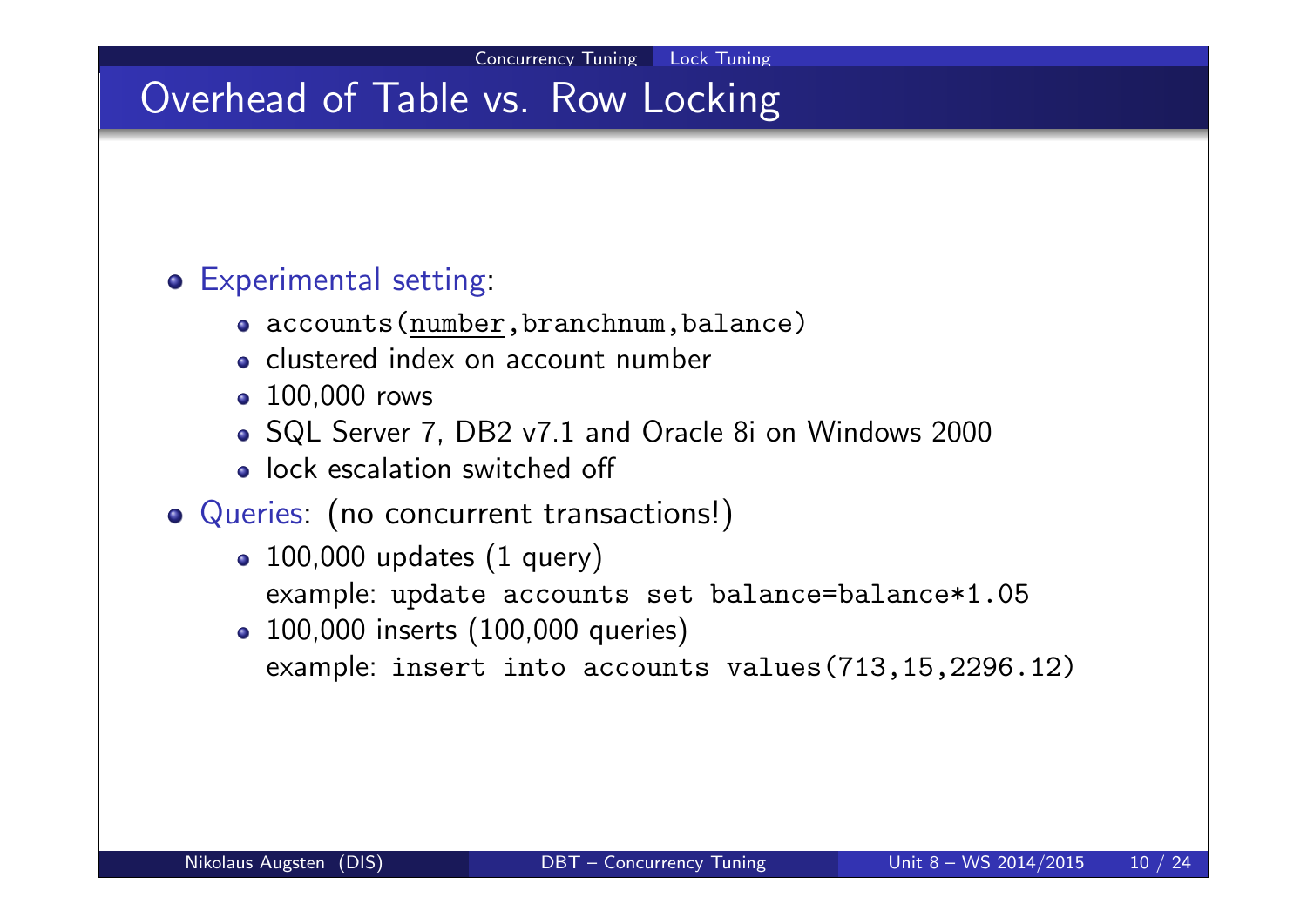# Overhead of Table vs. Row Locking

- Experimental setting:
  - `accounts(number,branchnum,balance)`
  - clustered index on account number
  - 100,000 rows
  - SQL Server 7, DB2 v7.1 and Oracle 8i on Windows 2000
  - lock escalation switched off
- Queries: (no concurrent transactions!)
  - 100,000 updates (1 query)
    example: `update accounts set balance=balance*1.05`
  - 100,000 inserts (100,000 queries)
    example: `insert into accounts values(713,15,2296.12)`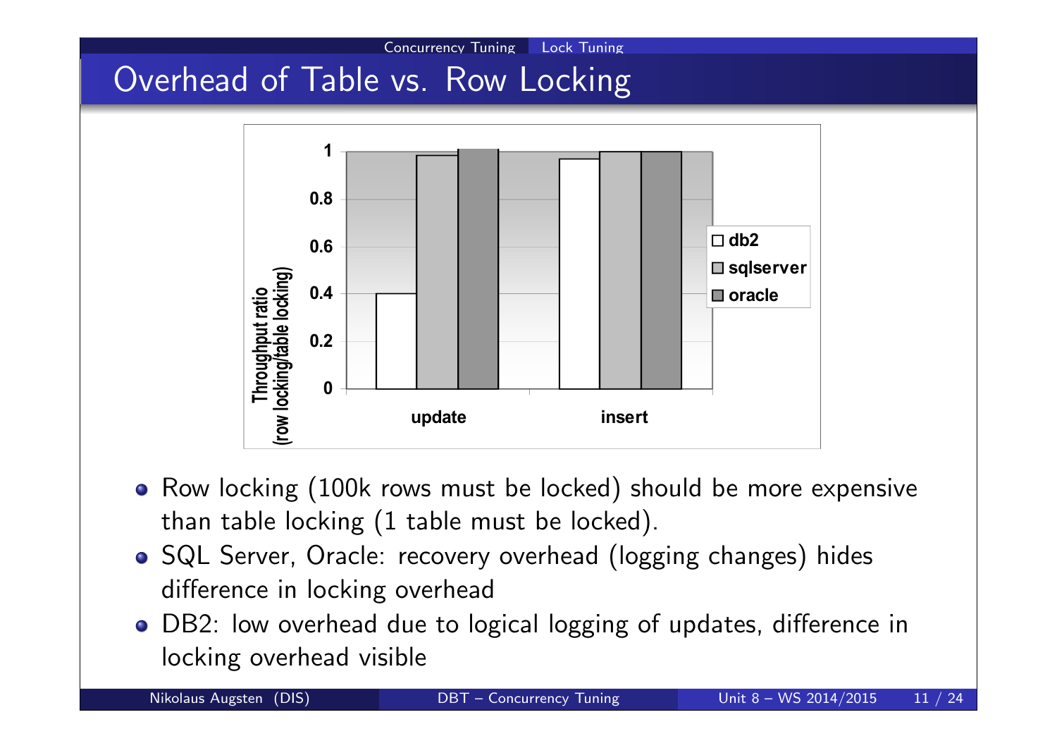## Overhead of Table vs. Row Locking

- Row locking (100k rows must be locked) should be more expensive than table locking (1 table must be locked).
- SQL Server, Oracle: recovery overhead (logging changes) hides difference in locking overhead
- DB2: low overhead due to logical logging of updates, difference in locking overhead visible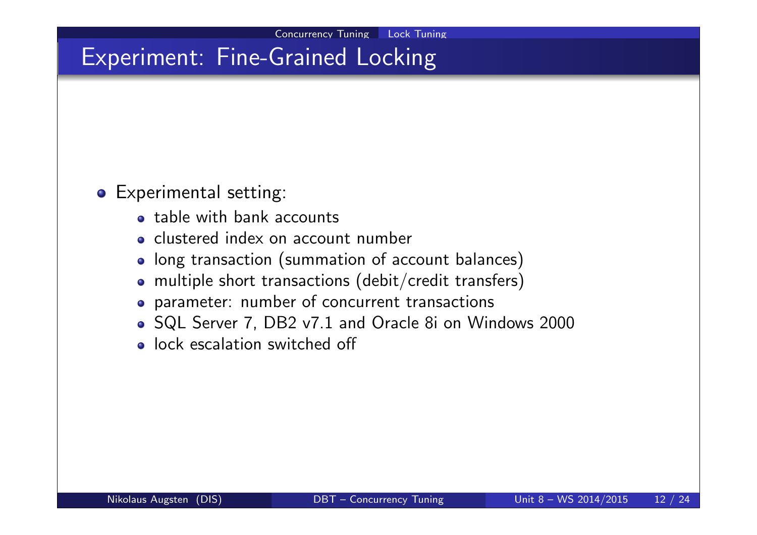# Experiment: Fine-Grained Locking

- Experimental setting:
  - table with bank accounts
  - clustered index on account number
  - long transaction (summation of account balances)
  - multiple short transactions (debit/credit transfers)
  - parameter: number of concurrent transactions
  - SQL Server 7, DB2 v7.1 and Oracle 8i on Windows 2000
  - lock escalation switched off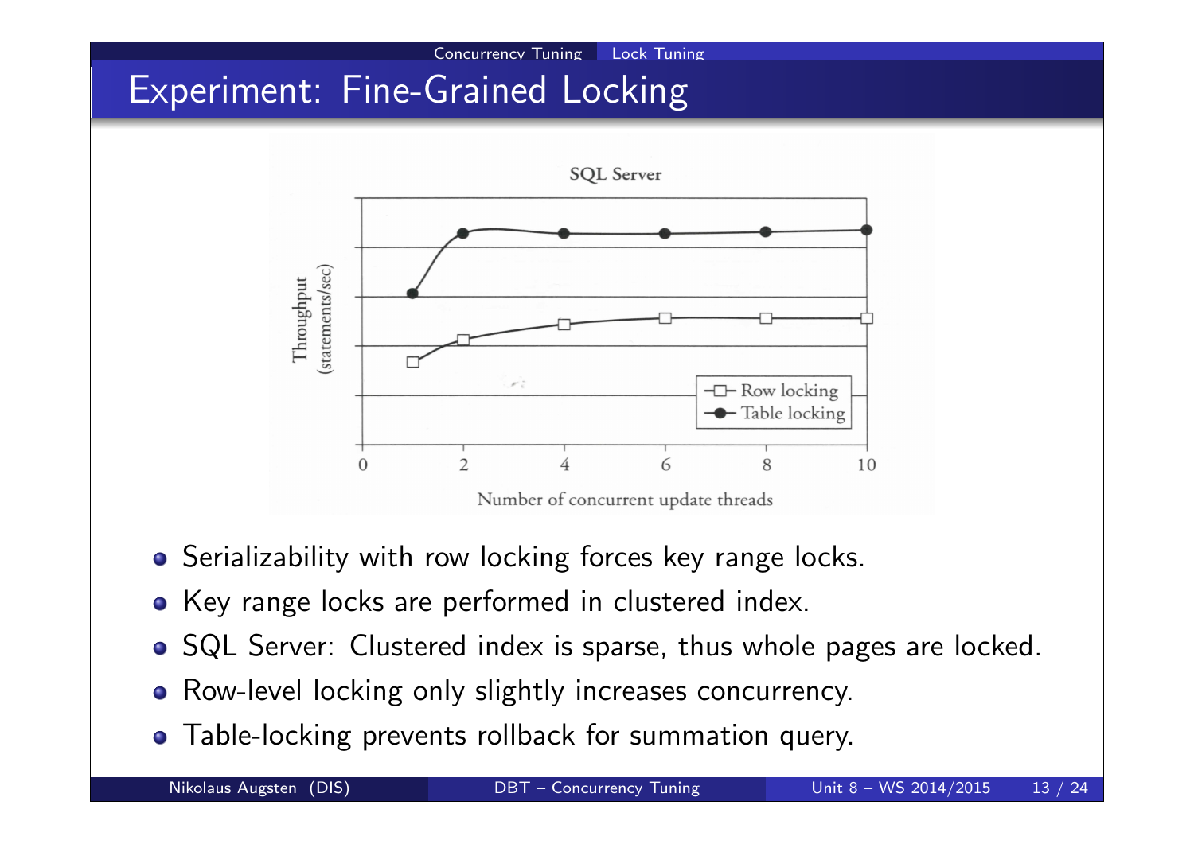# Experiment: Fine-Grained Locking

- Serializability with row locking forces key range locks.
- Key range locks are performed in clustered index.
- SQL Server: Clustered index is sparse, thus whole pages are locked.
- Row-level locking only slightly increases concurrency.
- Table-locking prevents rollback for summation query.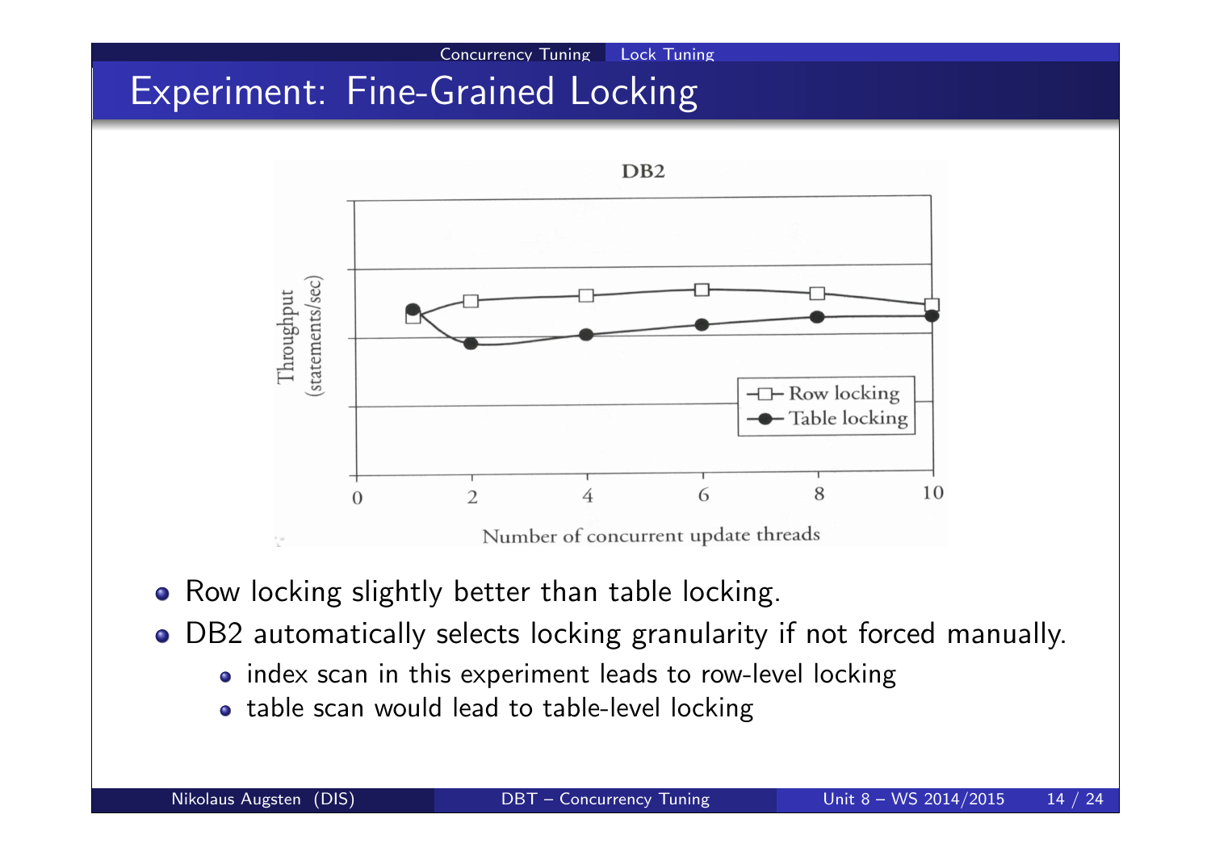# Experiment: Fine-Grained Locking

DB2

Throughput (statements/sec)

Number of concurrent update threads

Row locking

Table locking

- Row locking slightly better than table locking.
- DB2 automatically selects locking granularity if not forced manually.
  - index scan in this experiment leads to row-level locking
  - table scan would lead to table-level locking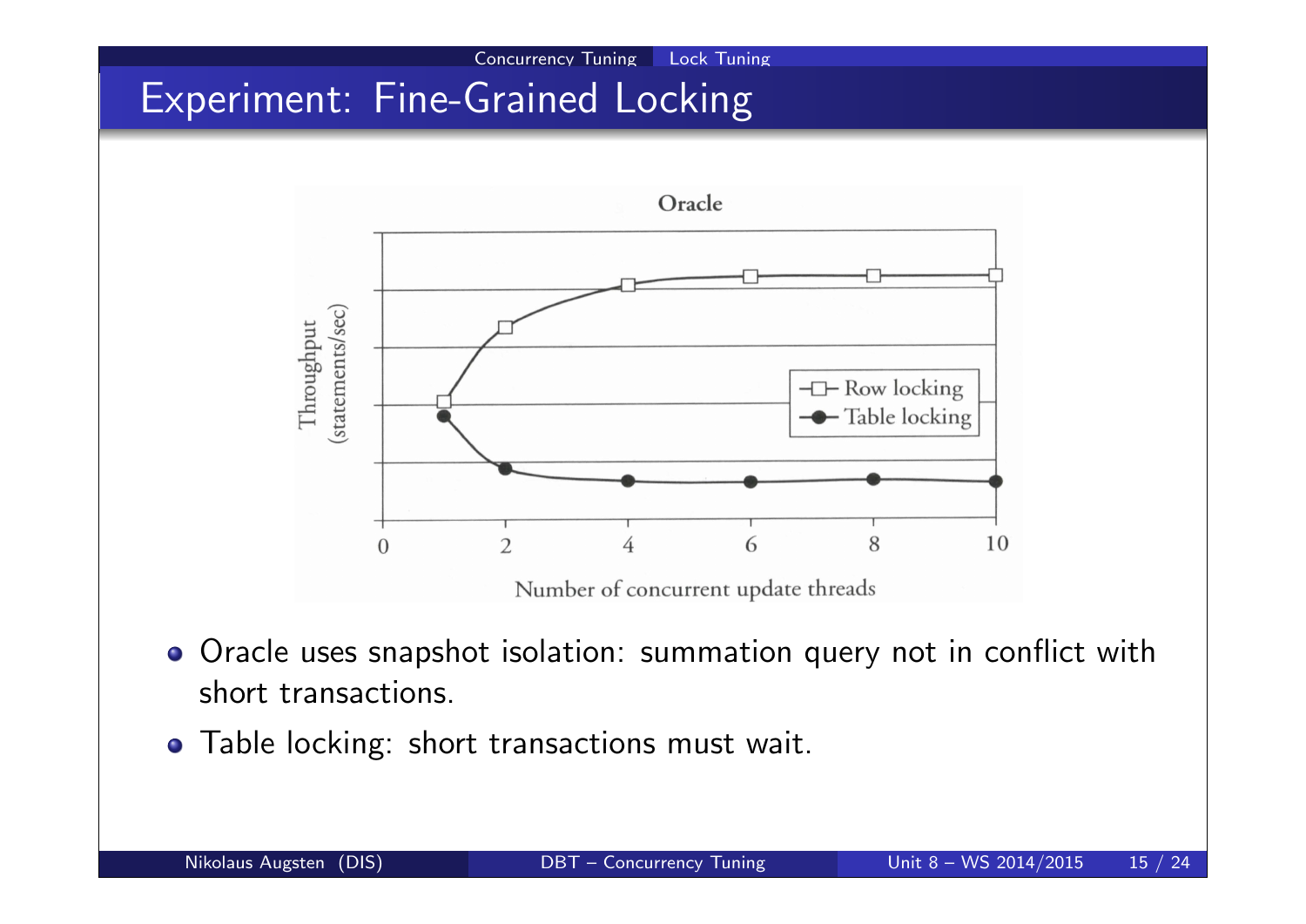# Experiment: Fine-Grained Locking

- Oracle uses snapshot isolation: summation query not in conflict with short transactions.
- Table locking: short transactions must wait.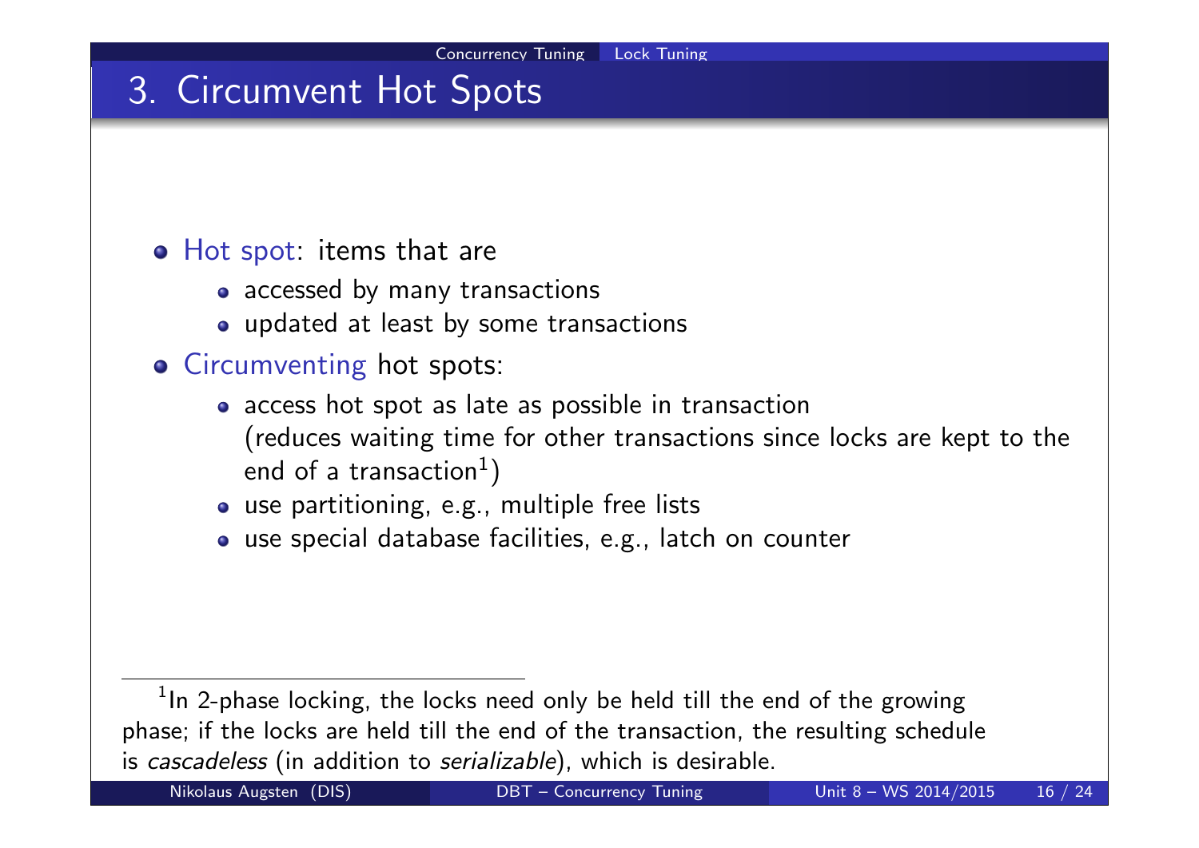# 3. Circumvent Hot Spots

- Hot spot: items that are
  - accessed by many transactions
  - updated at least by some transactions
- Circumventing hot spots:
  - access hot spot as late as possible in transaction (reduces waiting time for other transactions since locks are kept to the end of a transaction[1])
  - use partitioning, e.g., multiple free lists
  - use special database facilities, e.g., latch on counter

---

[1] In 2-phase locking, the locks need only be held till the end of the growing phase; if the locks are held till the end of the transaction, the resulting schedule is *cascadeless* (in addition to *serializable*), which is desirable.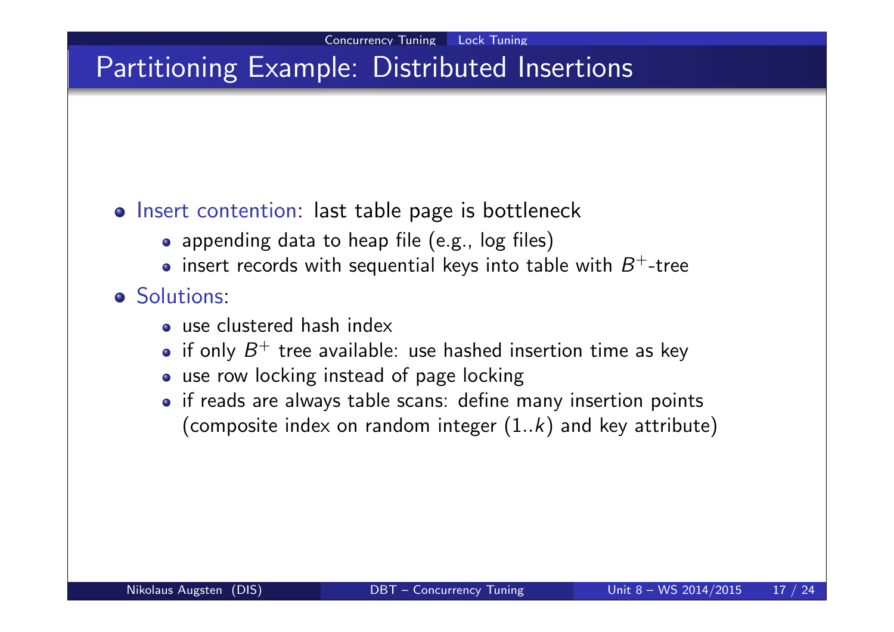# Partitioning Example: Distributed Insertions

- Insert contention: last table page is bottleneck
  - appending data to heap file (e.g., log files)
  - insert records with sequential keys into table with $B^+$-tree
- Solutions:
  - use clustered hash index
  - if only $B^+$ tree available: use hashed insertion time as key
  - use row locking instead of page locking
  - if reads are always table scans: define many insertion points (composite index on random integer $(1..k)$ and key attribute)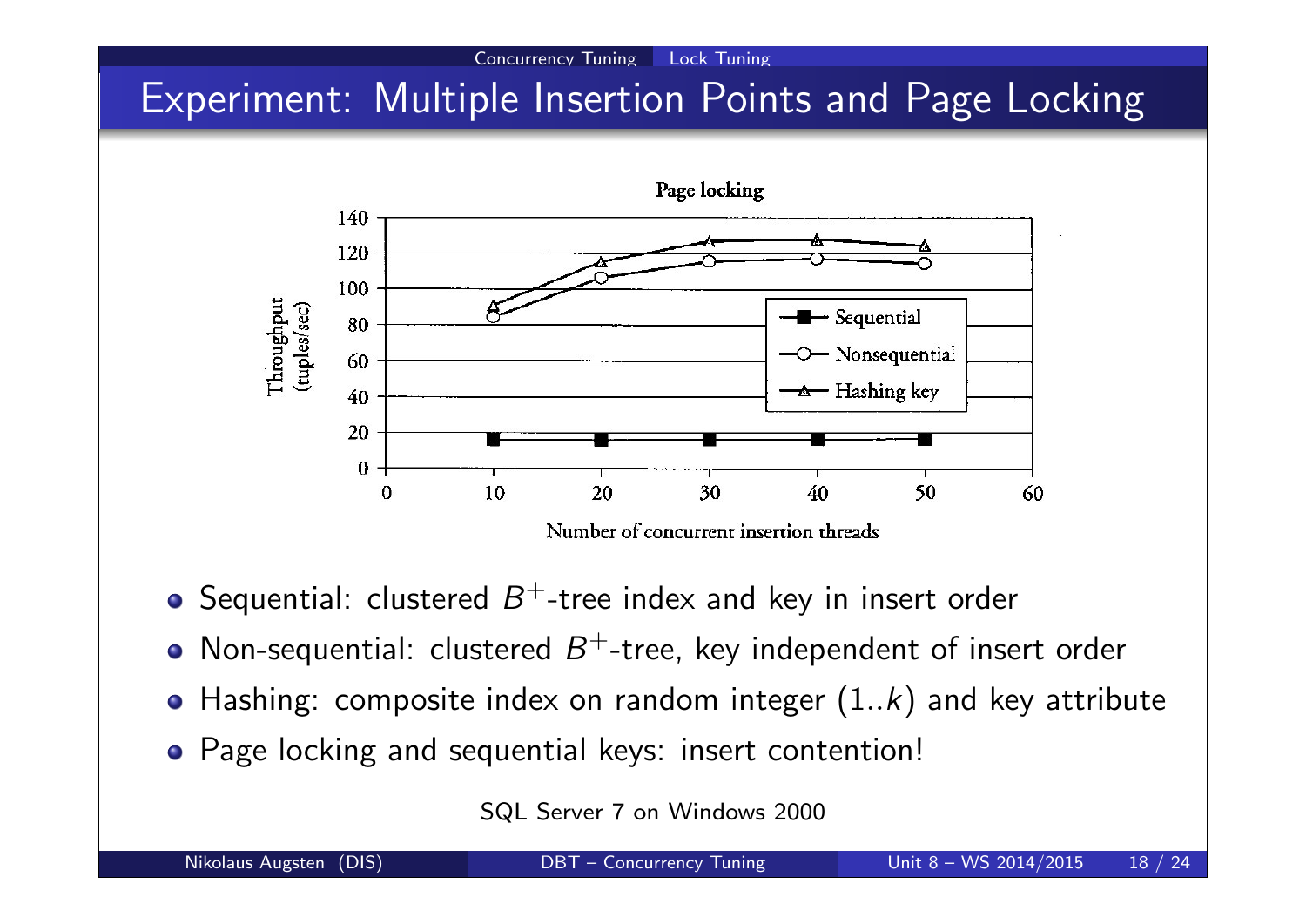# Experiment: Multiple Insertion Points and Page Locking

**Page locking**

| Number of concurrent insertion threads | Sequential | Nonsequential | Hashing key |
|---|---|---|---|
| 10 | 16 | 84 | 90 |
| 20 | 16 | 106 | 115 |
| 30 | 16 | 115 | 126 |
| 40 | 16 | 116 | 127 |
| 50 | 16 | 114 | 124 |

Throughput (tuples/sec)

- Sequential: clustered $B^+$-tree index and key in insert order
- Non-sequential: clustered $B^+$-tree, key independent of insert order
- Hashing: composite index on random integer $(1..k)$ and key attribute
- Page locking and sequential keys: insert contention!

SQL Server 7 on Windows 2000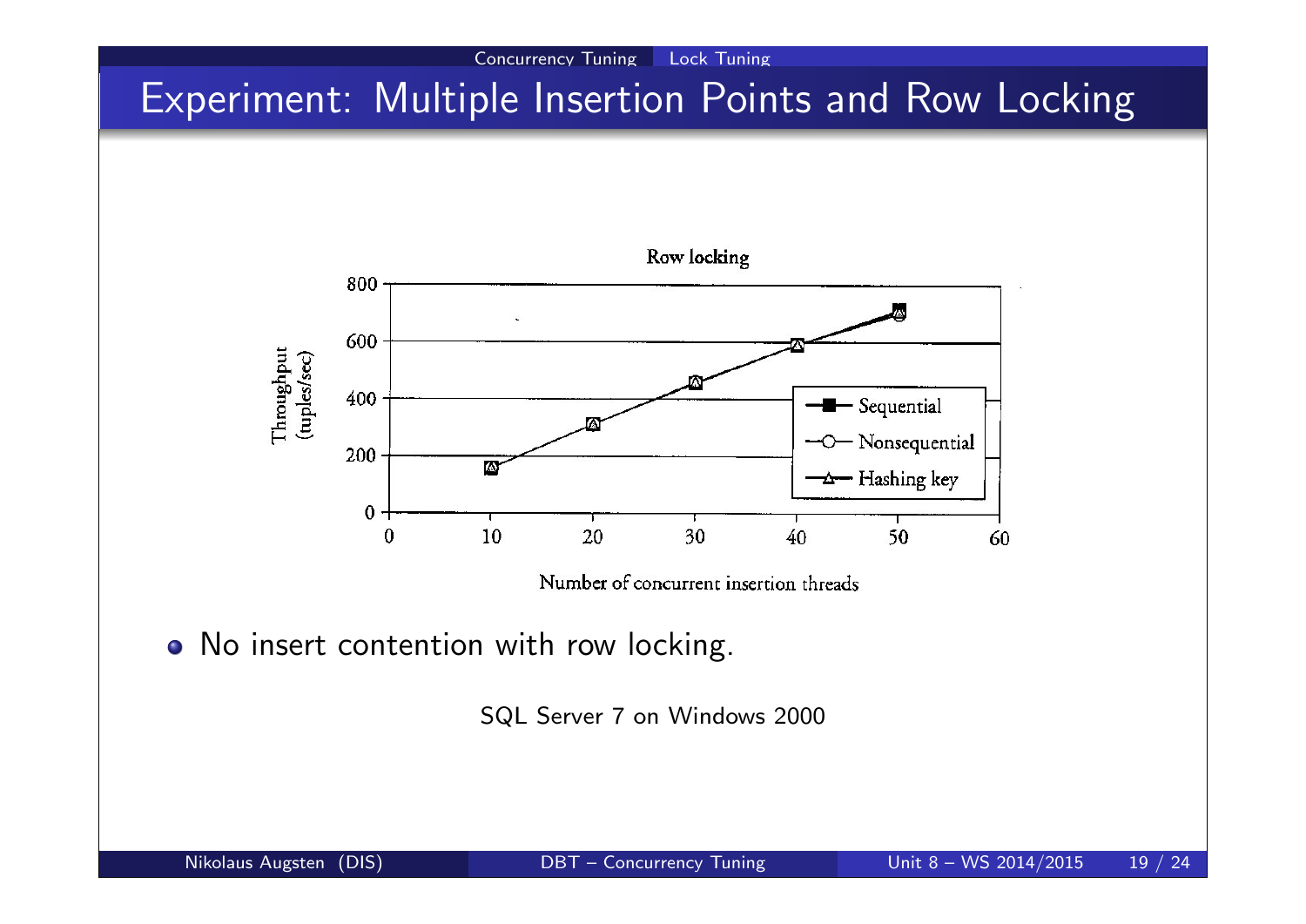# Experiment: Multiple Insertion Points and Row Locking

Row locking

Throughput (tuples/sec)

Number of concurrent insertion threads

- Sequential
- Nonsequential
- Hashing key

- No insert contention with row locking.

SQL Server 7 on Windows 2000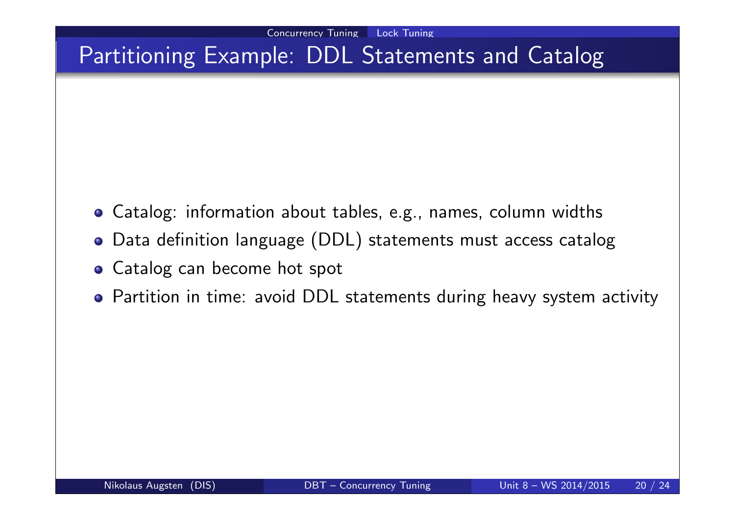# Partitioning Example: DDL Statements and Catalog

- Catalog: information about tables, e.g., names, column widths
- Data definition language (DDL) statements must access catalog
- Catalog can become hot spot
- Partition in time: avoid DDL statements during heavy system activity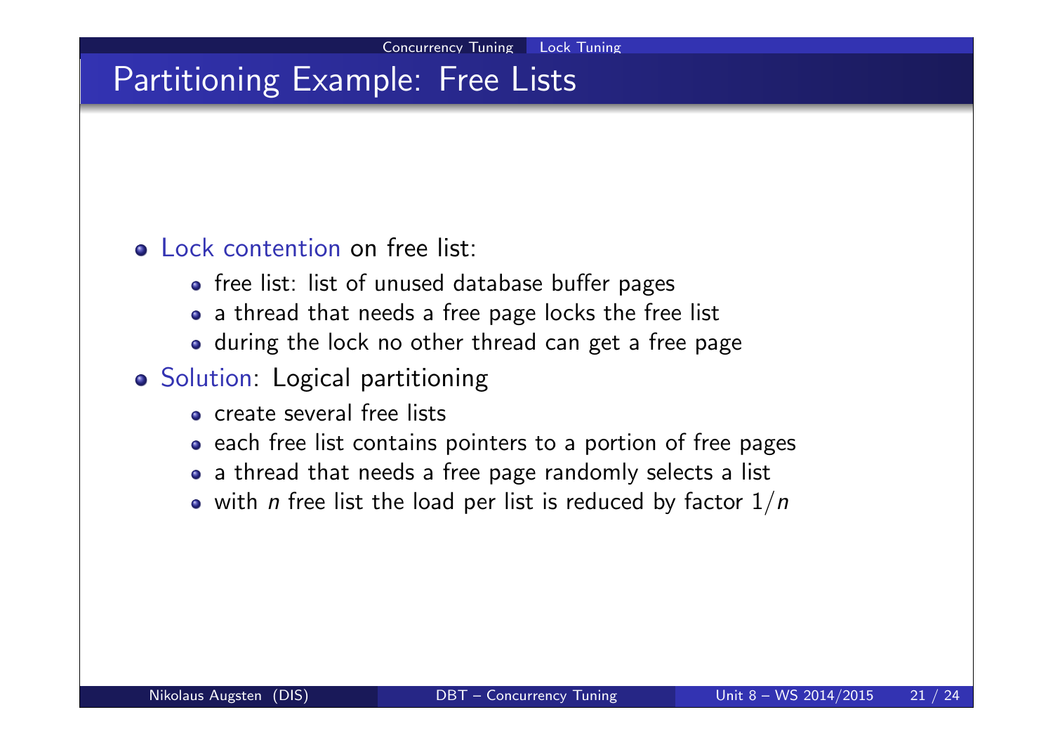# Partitioning Example: Free Lists

- Lock contention on free list:
  - free list: list of unused database buffer pages
  - a thread that needs a free page locks the free list
  - during the lock no other thread can get a free page
- Solution: Logical partitioning
  - create several free lists
  - each free list contains pointers to a portion of free pages
  - a thread that needs a free page randomly selects a list
  - with $n$ free list the load per list is reduced by factor $1/n$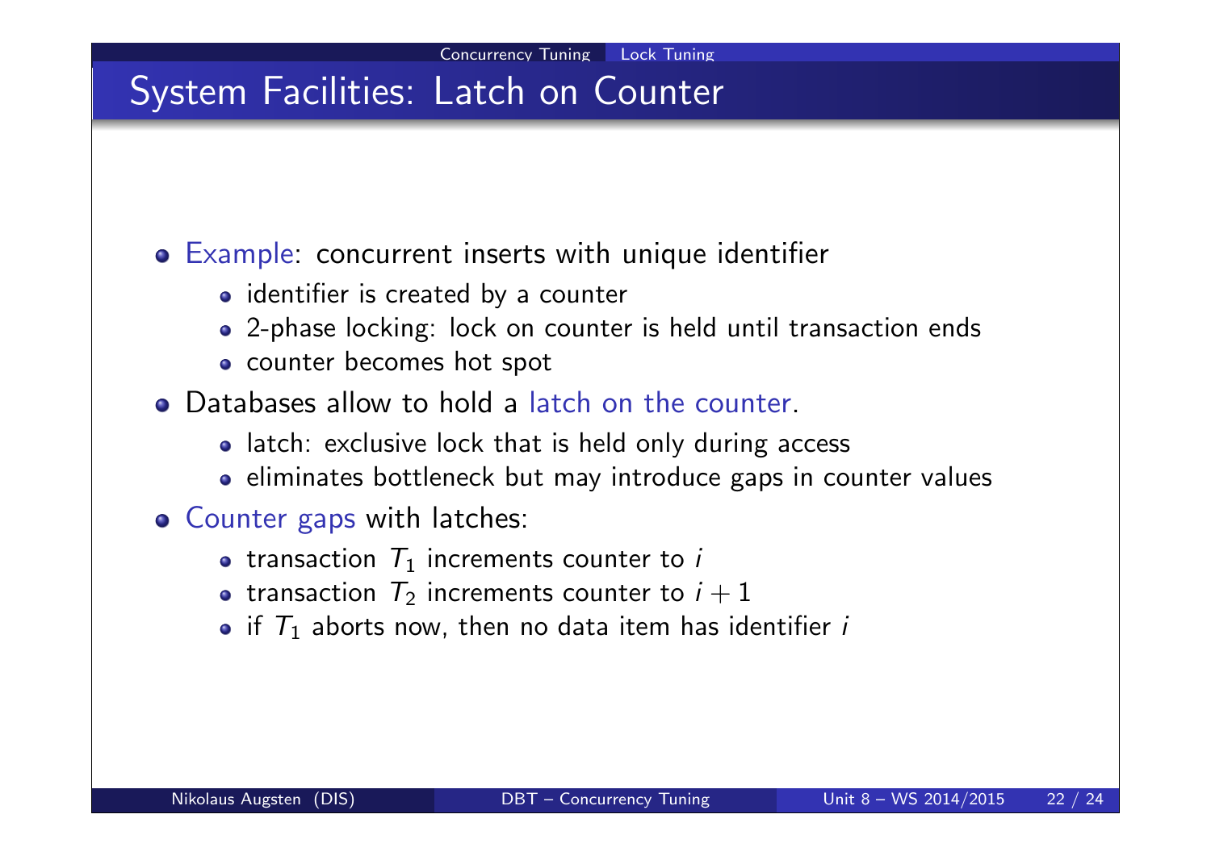# System Facilities: Latch on Counter

- Example: concurrent inserts with unique identifier
  - identifier is created by a counter
  - 2-phase locking: lock on counter is held until transaction ends
  - counter becomes hot spot
- Databases allow to hold a latch on the counter.
  - latch: exclusive lock that is held only during access
  - eliminates bottleneck but may introduce gaps in counter values
- Counter gaps with latches:
  - transaction $T_1$ increments counter to $i$
  - transaction $T_2$ increments counter to $i + 1$
  - if $T_1$ aborts now, then no data item has identifier $i$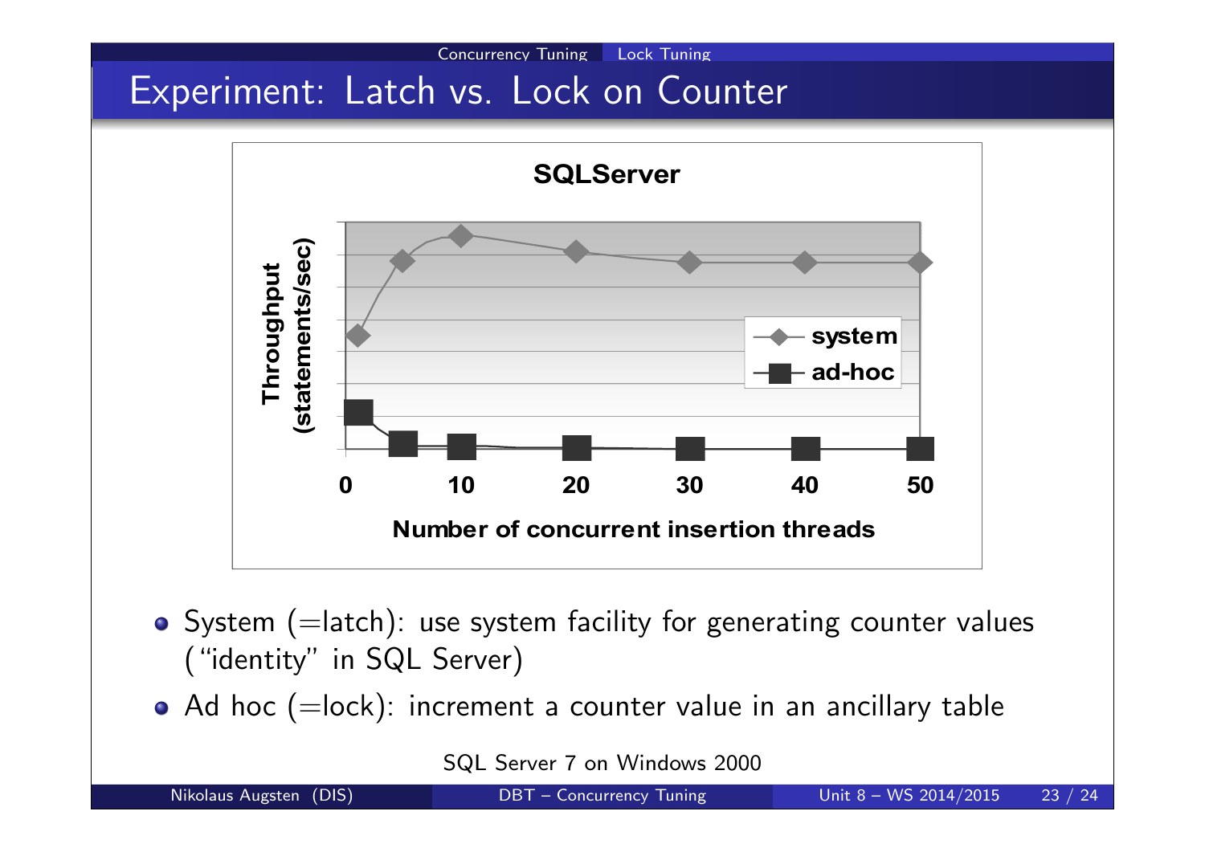# Experiment: Latch vs. Lock on Counter

**SQLServer**

Throughput (statements/sec) vs. Number of concurrent insertion threads (0, 10, 20, 30, 40, 50); series: system, ad-hoc

- System (=latch): use system facility for generating counter values ("identity" in SQL Server)
- Ad hoc (=lock): increment a counter value in an ancillary table

SQL Server 7 on Windows 2000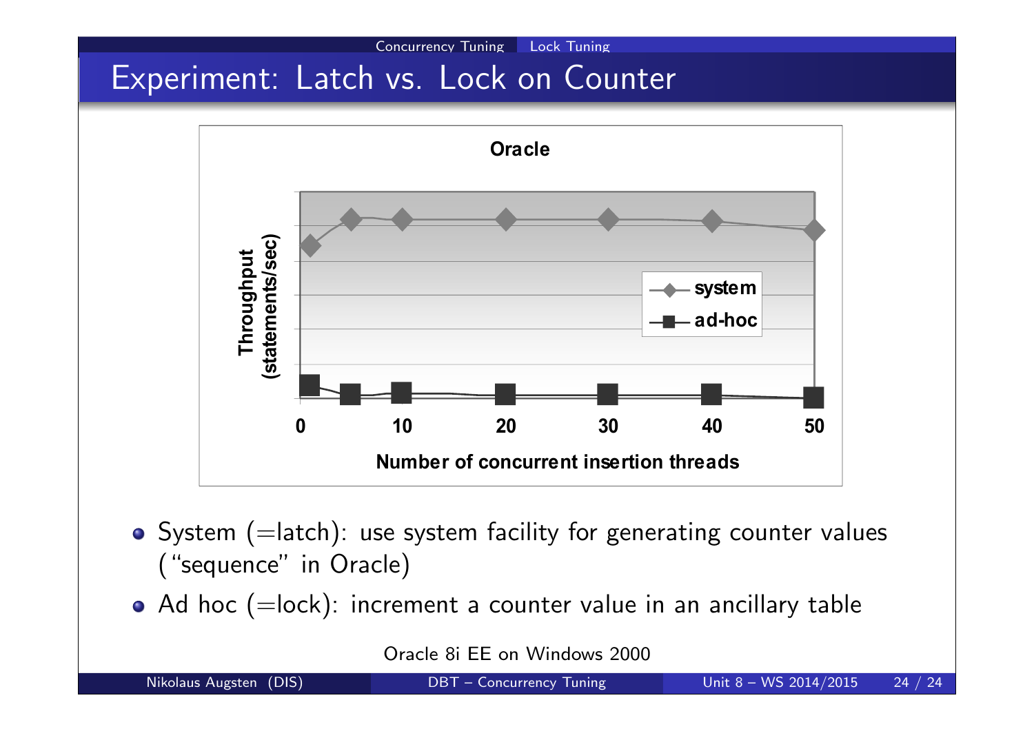# Experiment: Latch vs. Lock on Counter

Oracle

Throughput (statements/sec)

system

ad-hoc

0 10 20 30 40 50

Number of concurrent insertion threads

- System (=latch): use system facility for generating counter values ("sequence" in Oracle)
- Ad hoc (=lock): increment a counter value in an ancillary table

Oracle 8i EE on Windows 2000